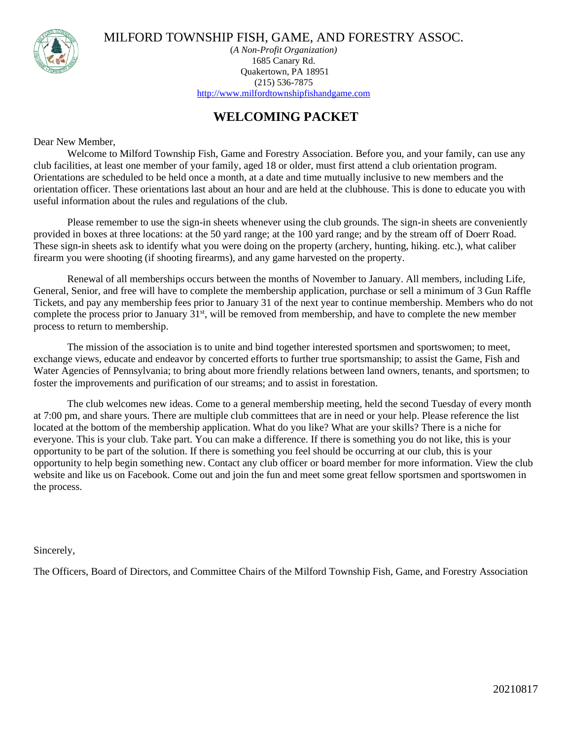# MILFORD TOWNSHIP FISH, GAME, AND FORESTRY ASSOC.

(*A Non-Profit Organization)*
1685 Canary Rd.
Quakertown, PA 18951
(215) 536-7875
http://www.milfordtownshipfishandgame.com

## WELCOMING PACKET

Dear New Member,

Welcome to Milford Township Fish, Game and Forestry Association. Before you, and your family, can use any club facilities, at least one member of your family, aged 18 or older, must first attend a club orientation program. Orientations are scheduled to be held once a month, at a date and time mutually inclusive to new members and the orientation officer. These orientations last about an hour and are held at the clubhouse. This is done to educate you with useful information about the rules and regulations of the club.

Please remember to use the sign-in sheets whenever using the club grounds. The sign-in sheets are conveniently provided in boxes at three locations: at the 50 yard range; at the 100 yard range; and by the stream off of Doerr Road. These sign-in sheets ask to identify what you were doing on the property (archery, hunting, hiking. etc.), what caliber firearm you were shooting (if shooting firearms), and any game harvested on the property.

Renewal of all memberships occurs between the months of November to January. All members, including Life, General, Senior, and free will have to complete the membership application, purchase or sell a minimum of 3 Gun Raffle Tickets, and pay any membership fees prior to January 31 of the next year to continue membership. Members who do not complete the process prior to January 31st, will be removed from membership, and have to complete the new member process to return to membership.

The mission of the association is to unite and bind together interested sportsmen and sportswomen; to meet, exchange views, educate and endeavor by concerted efforts to further true sportsmanship; to assist the Game, Fish and Water Agencies of Pennsylvania; to bring about more friendly relations between land owners, tenants, and sportsmen; to foster the improvements and purification of our streams; and to assist in forestation.

The club welcomes new ideas. Come to a general membership meeting, held the second Tuesday of every month at 7:00 pm, and share yours. There are multiple club committees that are in need or your help. Please reference the list located at the bottom of the membership application. What do you like? What are your skills? There is a niche for everyone. This is your club. Take part. You can make a difference. If there is something you do not like, this is your opportunity to be part of the solution. If there is something you feel should be occurring at our club, this is your opportunity to help begin something new. Contact any club officer or board member for more information. View the club website and like us on Facebook. Come out and join the fun and meet some great fellow sportsmen and sportswomen in the process.

Sincerely,

The Officers, Board of Directors, and Committee Chairs of the Milford Township Fish, Game, and Forestry Association

20210817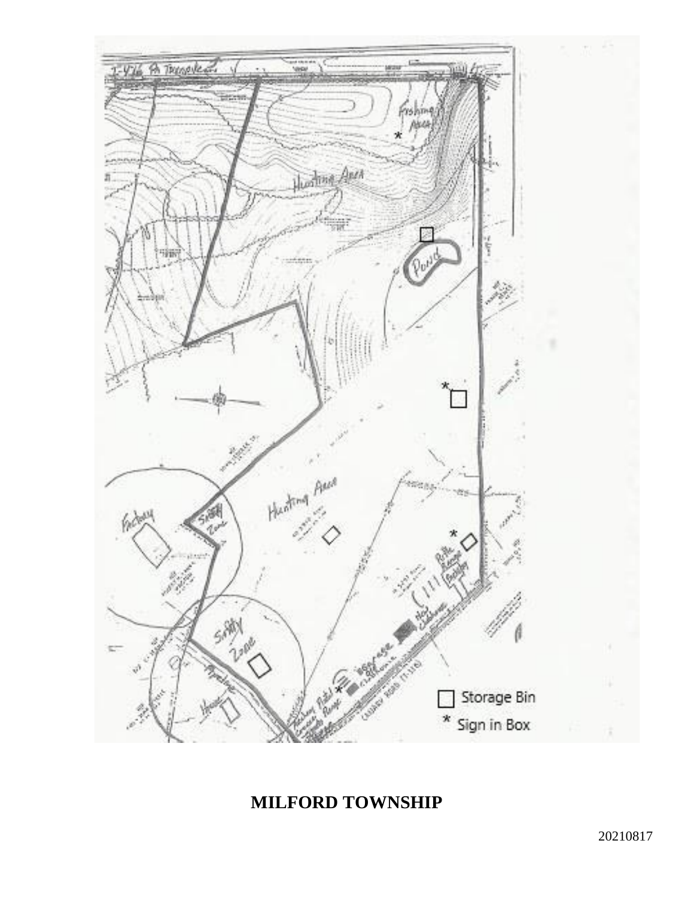□ Storage Bin

\* Sign in Box

**MILFORD TOWNSHIP**

20210817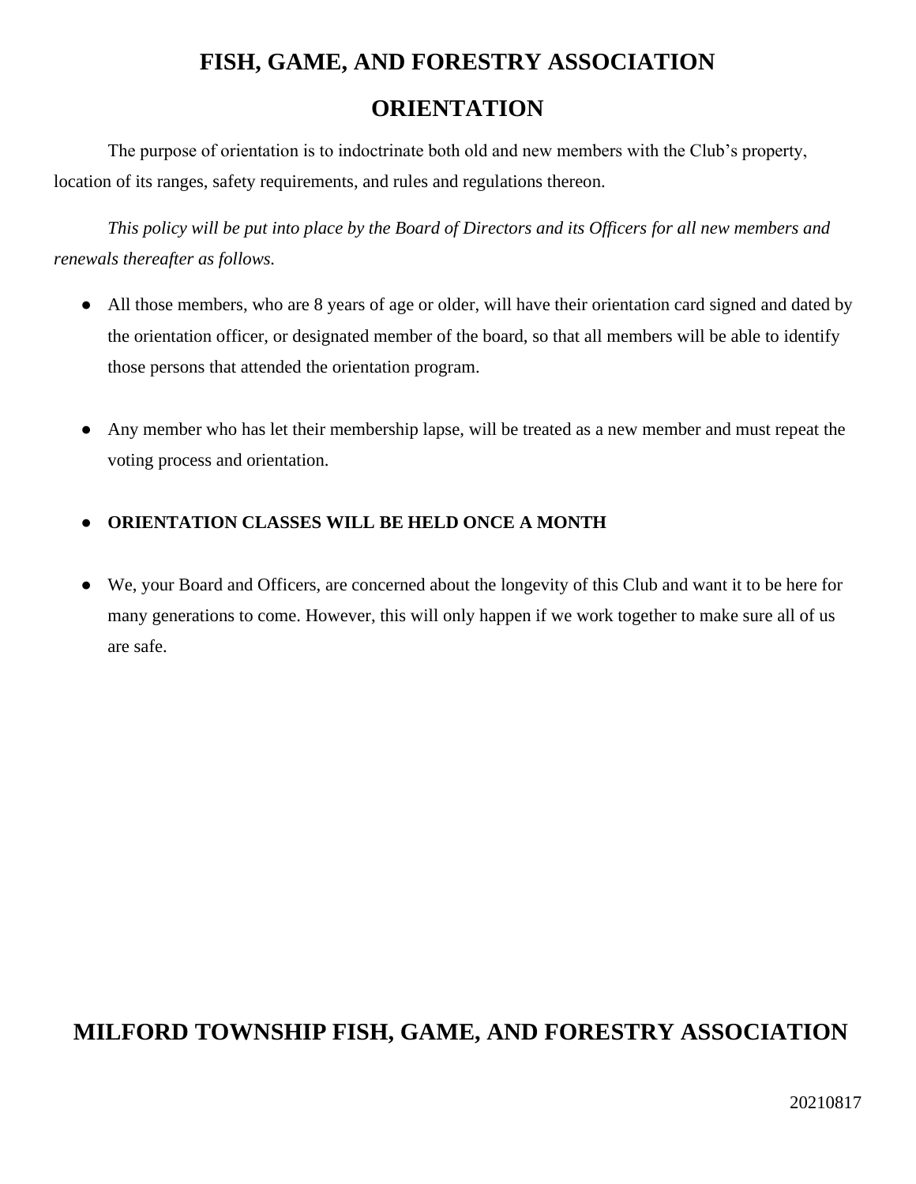# FISH, GAME, AND FORESTRY ASSOCIATION

## ORIENTATION

The purpose of orientation is to indoctrinate both old and new members with the Club's property, location of its ranges, safety requirements, and rules and regulations thereon.

*This policy will be put into place by the Board of Directors and its Officers for all new members and renewals thereafter as follows.*

- All those members, who are 8 years of age or older, will have their orientation card signed and dated by the orientation officer, or designated member of the board, so that all members will be able to identify those persons that attended the orientation program.

- Any member who has let their membership lapse, will be treated as a new member and must repeat the voting process and orientation.

- **ORIENTATION CLASSES WILL BE HELD ONCE A MONTH**

- We, your Board and Officers, are concerned about the longevity of this Club and want it to be here for many generations to come. However, this will only happen if we work together to make sure all of us are safe.

## MILFORD TOWNSHIP FISH, GAME, AND FORESTRY ASSOCIATION

20210817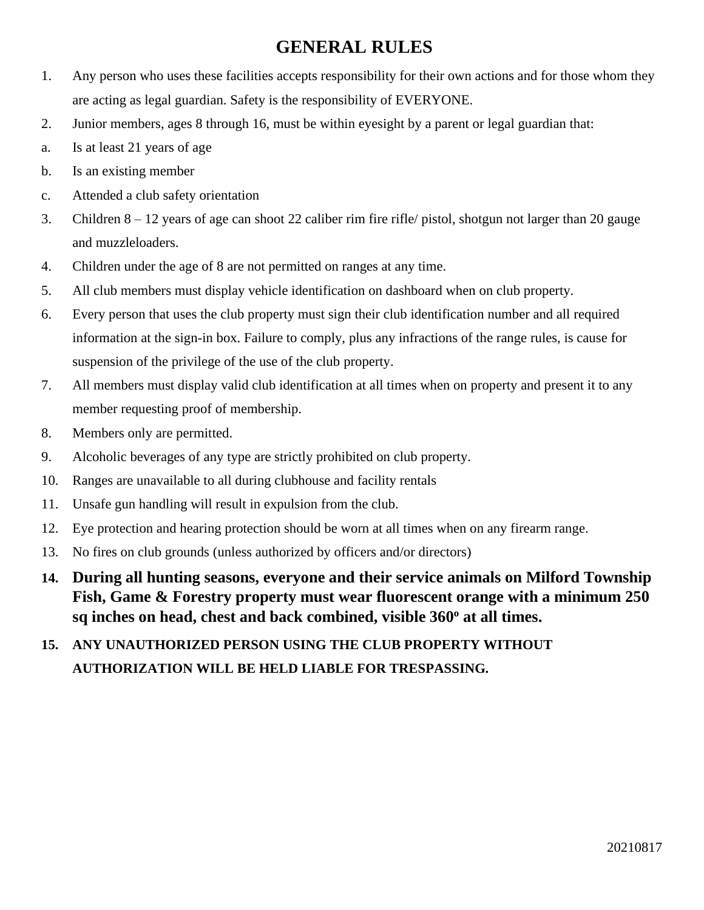# GENERAL RULES

1. Any person who uses these facilities accepts responsibility for their own actions and for those whom they are acting as legal guardian. Safety is the responsibility of EVERYONE.
2. Junior members, ages 8 through 16, must be within eyesight by a parent or legal guardian that:
   a. Is at least 21 years of age
   b. Is an existing member
   c. Attended a club safety orientation
3. Children 8 – 12 years of age can shoot 22 caliber rim fire rifle/ pistol, shotgun not larger than 20 gauge and muzzleloaders.
4. Children under the age of 8 are not permitted on ranges at any time.
5. All club members must display vehicle identification on dashboard when on club property.
6. Every person that uses the club property must sign their club identification number and all required information at the sign-in box. Failure to comply, plus any infractions of the range rules, is cause for suspension of the privilege of the use of the club property.
7. All members must display valid club identification at all times when on property and present it to any member requesting proof of membership.
8. Members only are permitted.
9. Alcoholic beverages of any type are strictly prohibited on club property.
10. Ranges are unavailable to all during clubhouse and facility rentals
11. Unsafe gun handling will result in expulsion from the club.
12. Eye protection and hearing protection should be worn at all times when on any firearm range.
13. No fires on club grounds (unless authorized by officers and/or directors)
14. **During all hunting seasons, everyone and their service animals on Milford Township Fish, Game & Forestry property must wear fluorescent orange with a minimum 250 sq inches on head, chest and back combined, visible 360º at all times.**
15. **ANY UNAUTHORIZED PERSON USING THE CLUB PROPERTY WITHOUT AUTHORIZATION WILL BE HELD LIABLE FOR TRESPASSING.**

20210817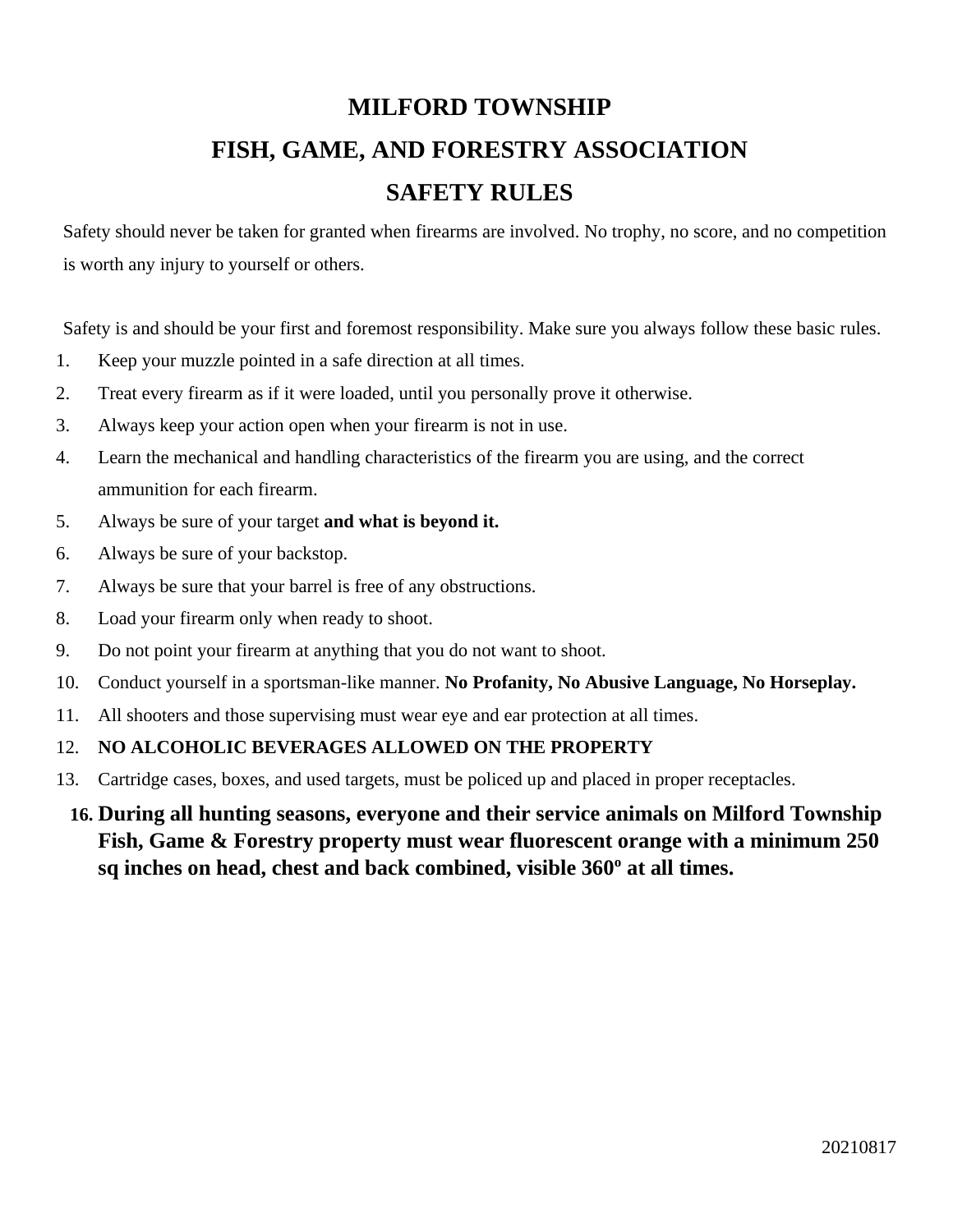# MILFORD TOWNSHIP

# FISH, GAME, AND FORESTRY ASSOCIATION

# SAFETY RULES

Safety should never be taken for granted when firearms are involved. No trophy, no score, and no competition is worth any injury to yourself or others.

Safety is and should be your first and foremost responsibility. Make sure you always follow these basic rules.

1. Keep your muzzle pointed in a safe direction at all times.
2. Treat every firearm as if it were loaded, until you personally prove it otherwise.
3. Always keep your action open when your firearm is not in use.
4. Learn the mechanical and handling characteristics of the firearm you are using, and the correct ammunition for each firearm.
5. Always be sure of your target **and what is beyond it.**
6. Always be sure of your backstop.
7. Always be sure that your barrel is free of any obstructions.
8. Load your firearm only when ready to shoot.
9. Do not point your firearm at anything that you do not want to shoot.
10. Conduct yourself in a sportsman-like manner. **No Profanity, No Abusive Language, No Horseplay.**
11. All shooters and those supervising must wear eye and ear protection at all times.
12. **NO ALCOHOLIC BEVERAGES ALLOWED ON THE PROPERTY**
13. Cartridge cases, boxes, and used targets, must be policed up and placed in proper receptacles.

16. **During all hunting seasons, everyone and their service animals on Milford Township Fish, Game & Forestry property must wear fluorescent orange with a minimum 250 sq inches on head, chest and back combined, visible 360º at all times.**

20210817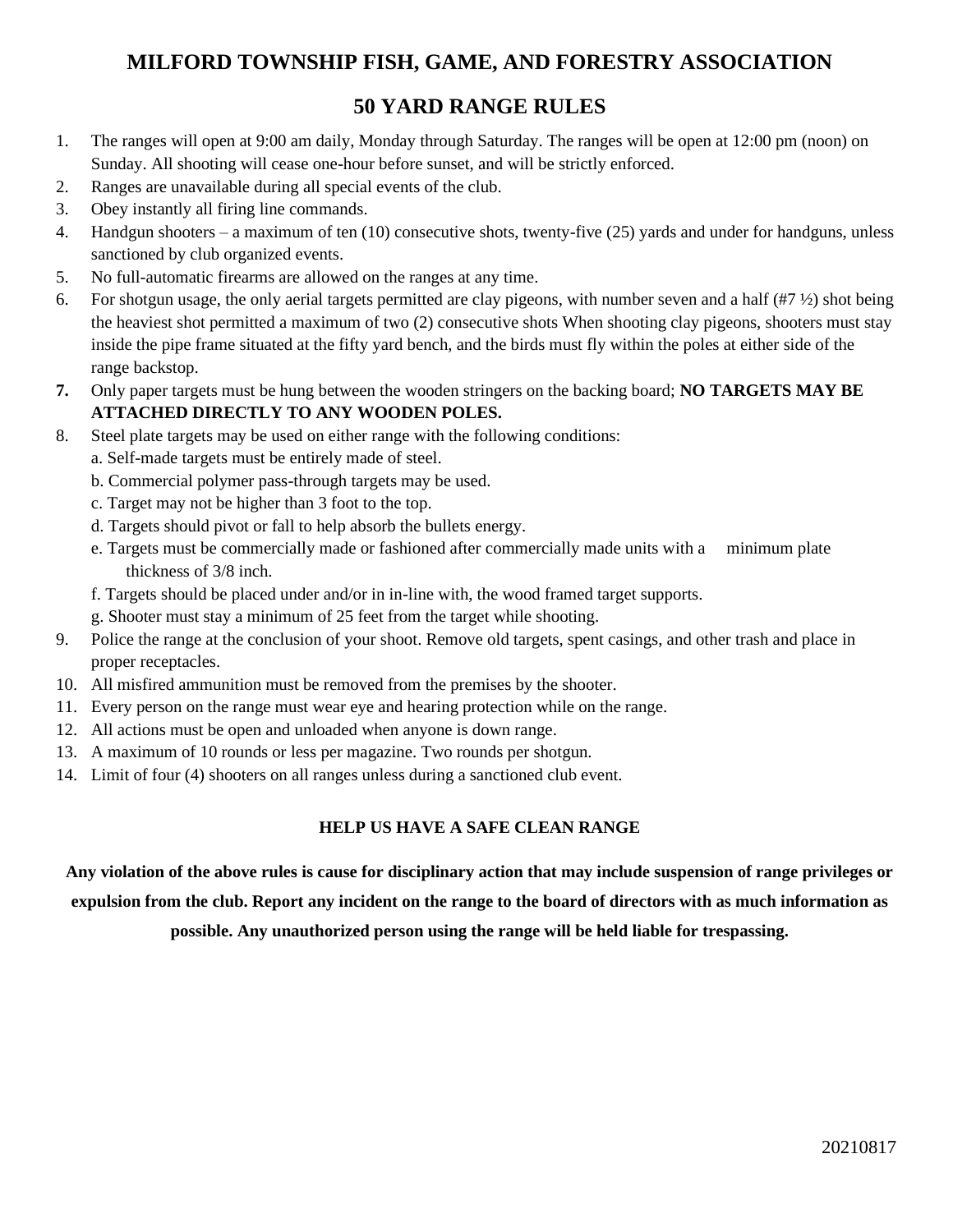# MILFORD TOWNSHIP FISH, GAME, AND FORESTRY ASSOCIATION

## 50 YARD RANGE RULES

1. The ranges will open at 9:00 am daily, Monday through Saturday. The ranges will be open at 12:00 pm (noon) on Sunday. All shooting will cease one-hour before sunset, and will be strictly enforced.
2. Ranges are unavailable during all special events of the club.
3. Obey instantly all firing line commands.
4. Handgun shooters – a maximum of ten (10) consecutive shots, twenty-five (25) yards and under for handguns, unless sanctioned by club organized events.
5. No full-automatic firearms are allowed on the ranges at any time.
6. For shotgun usage, the only aerial targets permitted are clay pigeons, with number seven and a half (#7 ½) shot being the heaviest shot permitted a maximum of two (2) consecutive shots When shooting clay pigeons, shooters must stay inside the pipe frame situated at the fifty yard bench, and the birds must fly within the poles at either side of the range backstop.
7. Only paper targets must be hung between the wooden stringers on the backing board; **NO TARGETS MAY BE ATTACHED DIRECTLY TO ANY WOODEN POLES.**
8. Steel plate targets may be used on either range with the following conditions:
   a. Self-made targets must be entirely made of steel.
   b. Commercial polymer pass-through targets may be used.
   c. Target may not be higher than 3 foot to the top.
   d. Targets should pivot or fall to help absorb the bullets energy.
   e. Targets must be commercially made or fashioned after commercially made units with a minimum plate thickness of 3/8 inch.
   f. Targets should be placed under and/or in in-line with, the wood framed target supports.
   g. Shooter must stay a minimum of 25 feet from the target while shooting.
9. Police the range at the conclusion of your shoot. Remove old targets, spent casings, and other trash and place in proper receptacles.
10. All misfired ammunition must be removed from the premises by the shooter.
11. Every person on the range must wear eye and hearing protection while on the range.
12. All actions must be open and unloaded when anyone is down range.
13. A maximum of 10 rounds or less per magazine. Two rounds per shotgun.
14. Limit of four (4) shooters on all ranges unless during a sanctioned club event.

**HELP US HAVE A SAFE CLEAN RANGE**

**Any violation of the above rules is cause for disciplinary action that may include suspension of range privileges or expulsion from the club. Report any incident on the range to the board of directors with as much information as possible. Any unauthorized person using the range will be held liable for trespassing.**

20210817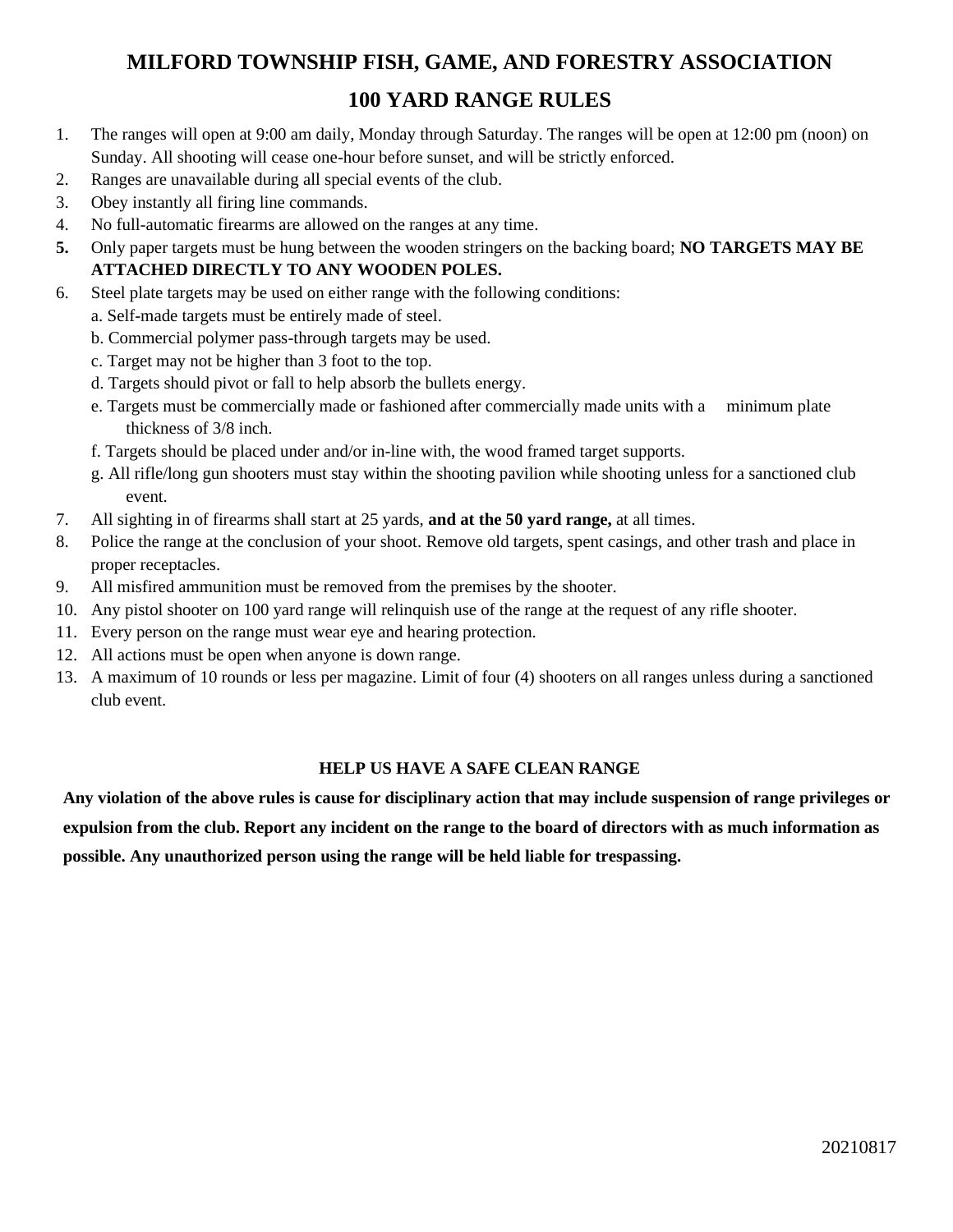# MILFORD TOWNSHIP FISH, GAME, AND FORESTRY ASSOCIATION

## 100 YARD RANGE RULES

1. The ranges will open at 9:00 am daily, Monday through Saturday. The ranges will be open at 12:00 pm (noon) on Sunday. All shooting will cease one-hour before sunset, and will be strictly enforced.
2. Ranges are unavailable during all special events of the club.
3. Obey instantly all firing line commands.
4. No full-automatic firearms are allowed on the ranges at any time.
5. Only paper targets must be hung between the wooden stringers on the backing board; **NO TARGETS MAY BE ATTACHED DIRECTLY TO ANY WOODEN POLES.**
6. Steel plate targets may be used on either range with the following conditions:
   a. Self-made targets must be entirely made of steel.
   b. Commercial polymer pass-through targets may be used.
   c. Target may not be higher than 3 foot to the top.
   d. Targets should pivot or fall to help absorb the bullets energy.
   e. Targets must be commercially made or fashioned after commercially made units with a minimum plate thickness of 3/8 inch.
   f. Targets should be placed under and/or in-line with, the wood framed target supports.
   g. All rifle/long gun shooters must stay within the shooting pavilion while shooting unless for a sanctioned club event.
7. All sighting in of firearms shall start at 25 yards, **and at the 50 yard range,** at all times.
8. Police the range at the conclusion of your shoot. Remove old targets, spent casings, and other trash and place in proper receptacles.
9. All misfired ammunition must be removed from the premises by the shooter.
10. Any pistol shooter on 100 yard range will relinquish use of the range at the request of any rifle shooter.
11. Every person on the range must wear eye and hearing protection.
12. All actions must be open when anyone is down range.
13. A maximum of 10 rounds or less per magazine. Limit of four (4) shooters on all ranges unless during a sanctioned club event.

**HELP US HAVE A SAFE CLEAN RANGE**

**Any violation of the above rules is cause for disciplinary action that may include suspension of range privileges or expulsion from the club. Report any incident on the range to the board of directors with as much information as possible. Any unauthorized person using the range will be held liable for trespassing.**

20210817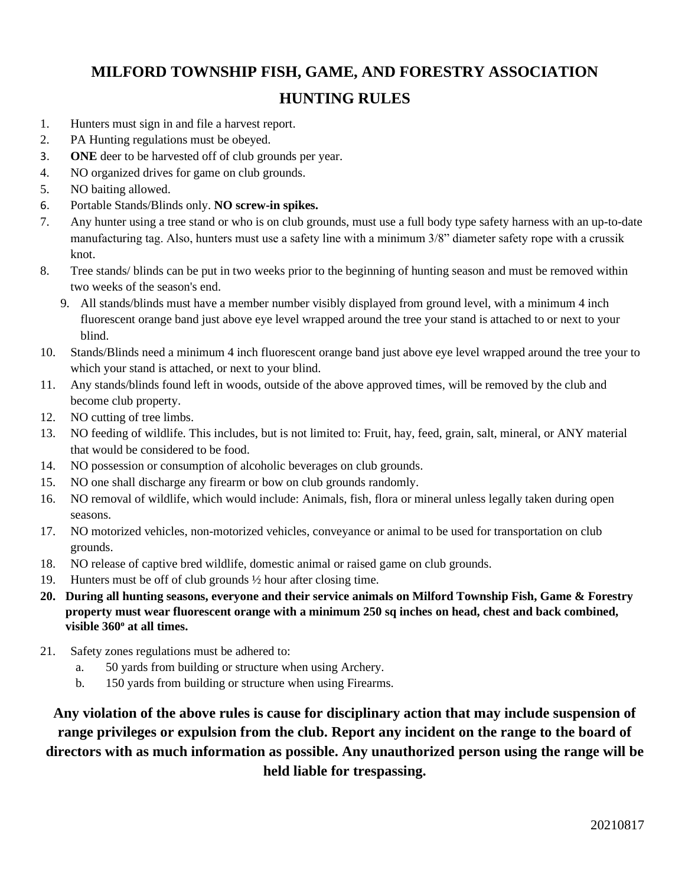# MILFORD TOWNSHIP FISH, GAME, AND FORESTRY ASSOCIATION

## HUNTING RULES

1. Hunters must sign in and file a harvest report.
2. PA Hunting regulations must be obeyed.
3. **ONE** deer to be harvested off of club grounds per year.
4. NO organized drives for game on club grounds.
5. NO baiting allowed.
6. Portable Stands/Blinds only. **NO screw-in spikes.**
7. Any hunter using a tree stand or who is on club grounds, must use a full body type safety harness with an up-to-date manufacturing tag. Also, hunters must use a safety line with a minimum 3/8" diameter safety rope with a crussik knot.
8. Tree stands/ blinds can be put in two weeks prior to the beginning of hunting season and must be removed within two weeks of the season's end.
9. All stands/blinds must have a member number visibly displayed from ground level, with a minimum 4 inch fluorescent orange band just above eye level wrapped around the tree your stand is attached to or next to your blind.
10. Stands/Blinds need a minimum 4 inch fluorescent orange band just above eye level wrapped around the tree your to which your stand is attached, or next to your blind.
11. Any stands/blinds found left in woods, outside of the above approved times, will be removed by the club and become club property.
12. NO cutting of tree limbs.
13. NO feeding of wildlife. This includes, but is not limited to: Fruit, hay, feed, grain, salt, mineral, or ANY material that would be considered to be food.
14. NO possession or consumption of alcoholic beverages on club grounds.
15. NO one shall discharge any firearm or bow on club grounds randomly.
16. NO removal of wildlife, which would include: Animals, fish, flora or mineral unless legally taken during open seasons.
17. NO motorized vehicles, non-motorized vehicles, conveyance or animal to be used for transportation on club grounds.
18. NO release of captive bred wildlife, domestic animal or raised game on club grounds.
19. Hunters must be off of club grounds ½ hour after closing time.
20. **During all hunting seasons, everyone and their service animals on Milford Township Fish, Game & Forestry property must wear fluorescent orange with a minimum 250 sq inches on head, chest and back combined, visible 360º at all times.**
21. Safety zones regulations must be adhered to:
    a. 50 yards from building or structure when using Archery.
    b. 150 yards from building or structure when using Firearms.

**Any violation of the above rules is cause for disciplinary action that may include suspension of range privileges or expulsion from the club. Report any incident on the range to the board of directors with as much information as possible. Any unauthorized person using the range will be held liable for trespassing.**

20210817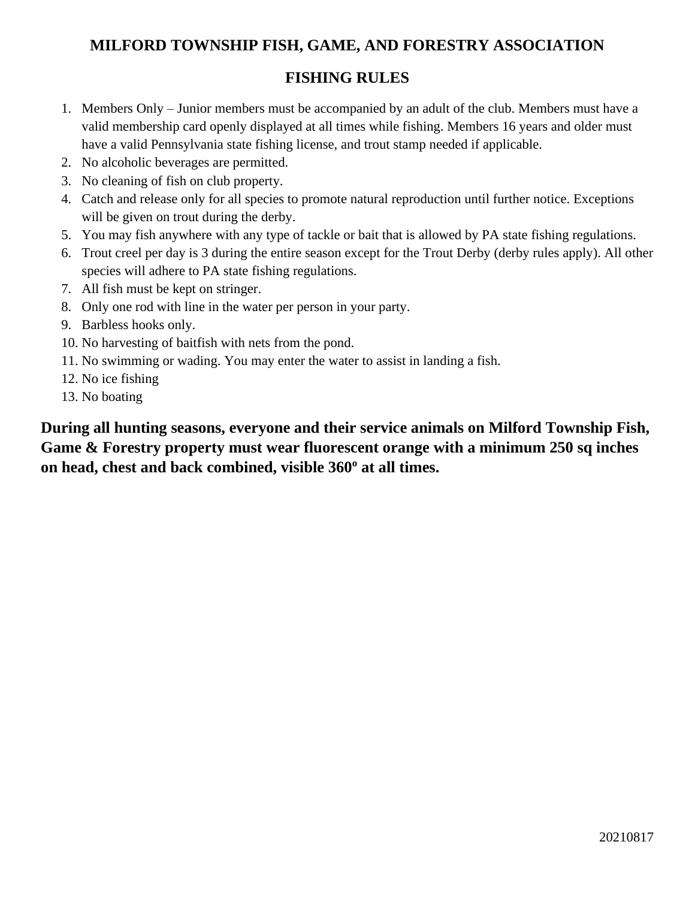# MILFORD TOWNSHIP FISH, GAME, AND FORESTRY ASSOCIATION

## FISHING RULES

1. Members Only – Junior members must be accompanied by an adult of the club. Members must have a valid membership card openly displayed at all times while fishing. Members 16 years and older must have a valid Pennsylvania state fishing license, and trout stamp needed if applicable.
2. No alcoholic beverages are permitted.
3. No cleaning of fish on club property.
4. Catch and release only for all species to promote natural reproduction until further notice. Exceptions will be given on trout during the derby.
5. You may fish anywhere with any type of tackle or bait that is allowed by PA state fishing regulations.
6. Trout creel per day is 3 during the entire season except for the Trout Derby (derby rules apply). All other species will adhere to PA state fishing regulations.
7. All fish must be kept on stringer.
8. Only one rod with line in the water per person in your party.
9. Barbless hooks only.
10. No harvesting of baitfish with nets from the pond.
11. No swimming or wading. You may enter the water to assist in landing a fish.
12. No ice fishing
13. No boating

**During all hunting seasons, everyone and their service animals on Milford Township Fish, Game & Forestry property must wear fluorescent orange with a minimum 250 sq inches on head, chest and back combined, visible 360º at all times.**

20210817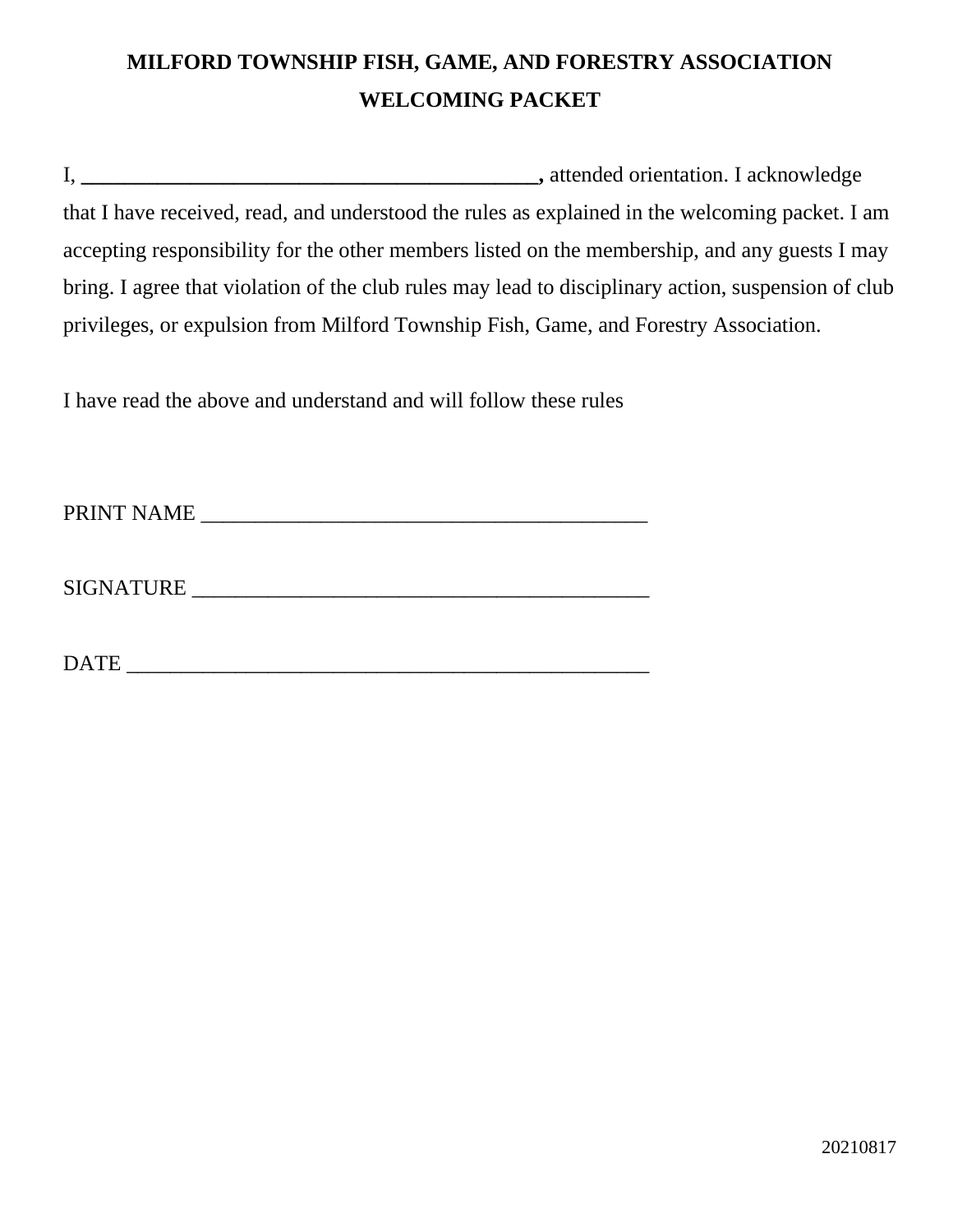**MILFORD TOWNSHIP FISH, GAME, AND FORESTRY ASSOCIATION**

**WELCOMING PACKET**

I, ___________________________________________, attended orientation. I acknowledge that I have received, read, and understood the rules as explained in the welcoming packet. I am accepting responsibility for the other members listed on the membership, and any guests I may bring. I agree that violation of the club rules may lead to disciplinary action, suspension of club privileges, or expulsion from Milford Township Fish, Game, and Forestry Association.

I have read the above and understand and will follow these rules

PRINT NAME ___________________________________________

SIGNATURE ___________________________________________

DATE ___________________________________________

20210817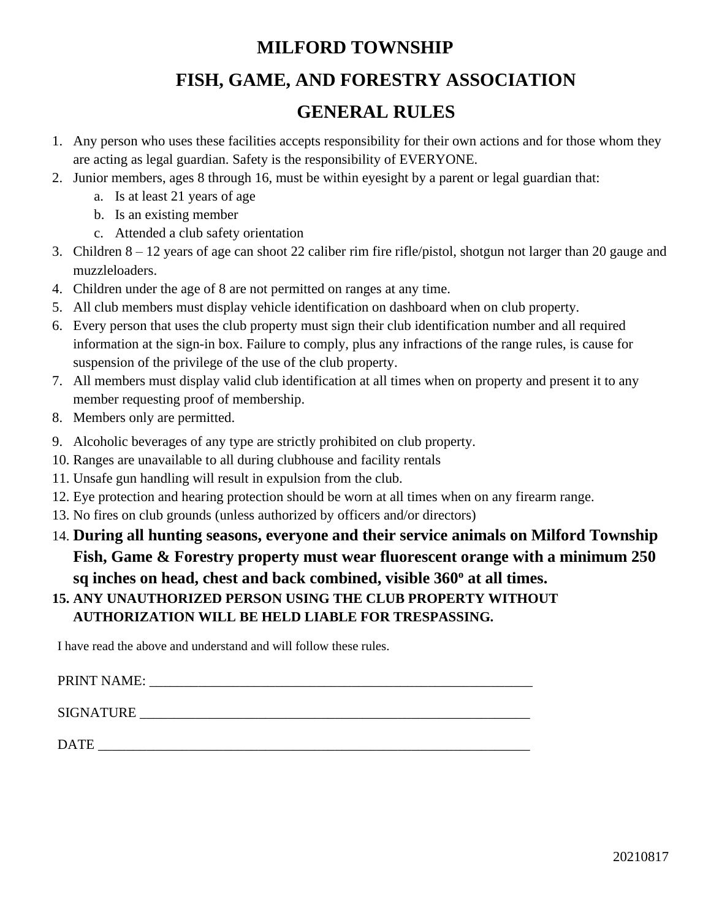# MILFORD TOWNSHIP

# FISH, GAME, AND FORESTRY ASSOCIATION

# GENERAL RULES

1. Any person who uses these facilities accepts responsibility for their own actions and for those whom they are acting as legal guardian. Safety is the responsibility of EVERYONE.
2. Junior members, ages 8 through 16, must be within eyesight by a parent or legal guardian that:
   a. Is at least 21 years of age
   b. Is an existing member
   c. Attended a club safety orientation
3. Children 8 – 12 years of age can shoot 22 caliber rim fire rifle/pistol, shotgun not larger than 20 gauge and muzzleloaders.
4. Children under the age of 8 are not permitted on ranges at any time.
5. All club members must display vehicle identification on dashboard when on club property.
6. Every person that uses the club property must sign their club identification number and all required information at the sign-in box. Failure to comply, plus any infractions of the range rules, is cause for suspension of the privilege of the use of the club property.
7. All members must display valid club identification at all times when on property and present it to any member requesting proof of membership.
8. Members only are permitted.
9. Alcoholic beverages of any type are strictly prohibited on club property.
10. Ranges are unavailable to all during clubhouse and facility rentals
11. Unsafe gun handling will result in expulsion from the club.
12. Eye protection and hearing protection should be worn at all times when on any firearm range.
13. No fires on club grounds (unless authorized by officers and/or directors)
14. **During all hunting seasons, everyone and their service animals on Milford Township Fish, Game & Forestry property must wear fluorescent orange with a minimum 250 sq inches on head, chest and back combined, visible 360º at all times.**
15. **ANY UNAUTHORIZED PERSON USING THE CLUB PROPERTY WITHOUT AUTHORIZATION WILL BE HELD LIABLE FOR TRESPASSING.**

I have read the above and understand and will follow these rules.

PRINT NAME: ___________________________________________________________

SIGNATURE ____________________________________________________________

DATE _________________________________________________________________

20210817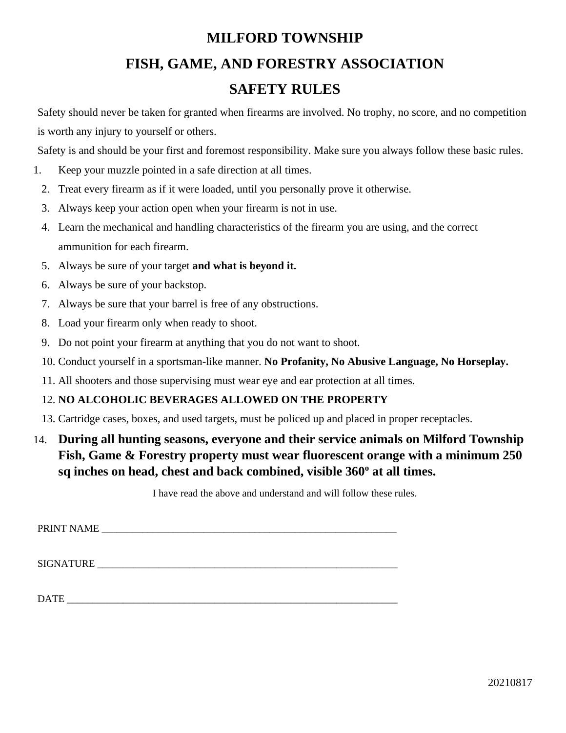# MILFORD TOWNSHIP

# FISH, GAME, AND FORESTRY ASSOCIATION

# SAFETY RULES

Safety should never be taken for granted when firearms are involved. No trophy, no score, and no competition is worth any injury to yourself or others.

Safety is and should be your first and foremost responsibility. Make sure you always follow these basic rules.

1. Keep your muzzle pointed in a safe direction at all times.
2. Treat every firearm as if it were loaded, until you personally prove it otherwise.
3. Always keep your action open when your firearm is not in use.
4. Learn the mechanical and handling characteristics of the firearm you are using, and the correct ammunition for each firearm.
5. Always be sure of your target **and what is beyond it.**
6. Always be sure of your backstop.
7. Always be sure that your barrel is free of any obstructions.
8. Load your firearm only when ready to shoot.
9. Do not point your firearm at anything that you do not want to shoot.
10. Conduct yourself in a sportsman-like manner. **No Profanity, No Abusive Language, No Horseplay.**
11. All shooters and those supervising must wear eye and ear protection at all times.
12. **NO ALCOHOLIC BEVERAGES ALLOWED ON THE PROPERTY**
13. Cartridge cases, boxes, and used targets, must be policed up and placed in proper receptacles.
14. **During all hunting seasons, everyone and their service animals on Milford Township Fish, Game & Forestry property must wear fluorescent orange with a minimum 250 sq inches on head, chest and back combined, visible 360º at all times.**

I have read the above and understand and will follow these rules.

PRINT NAME ____________________________________________________________

SIGNATURE ____________________________________________________________

DATE _________________________________________________________________

20210817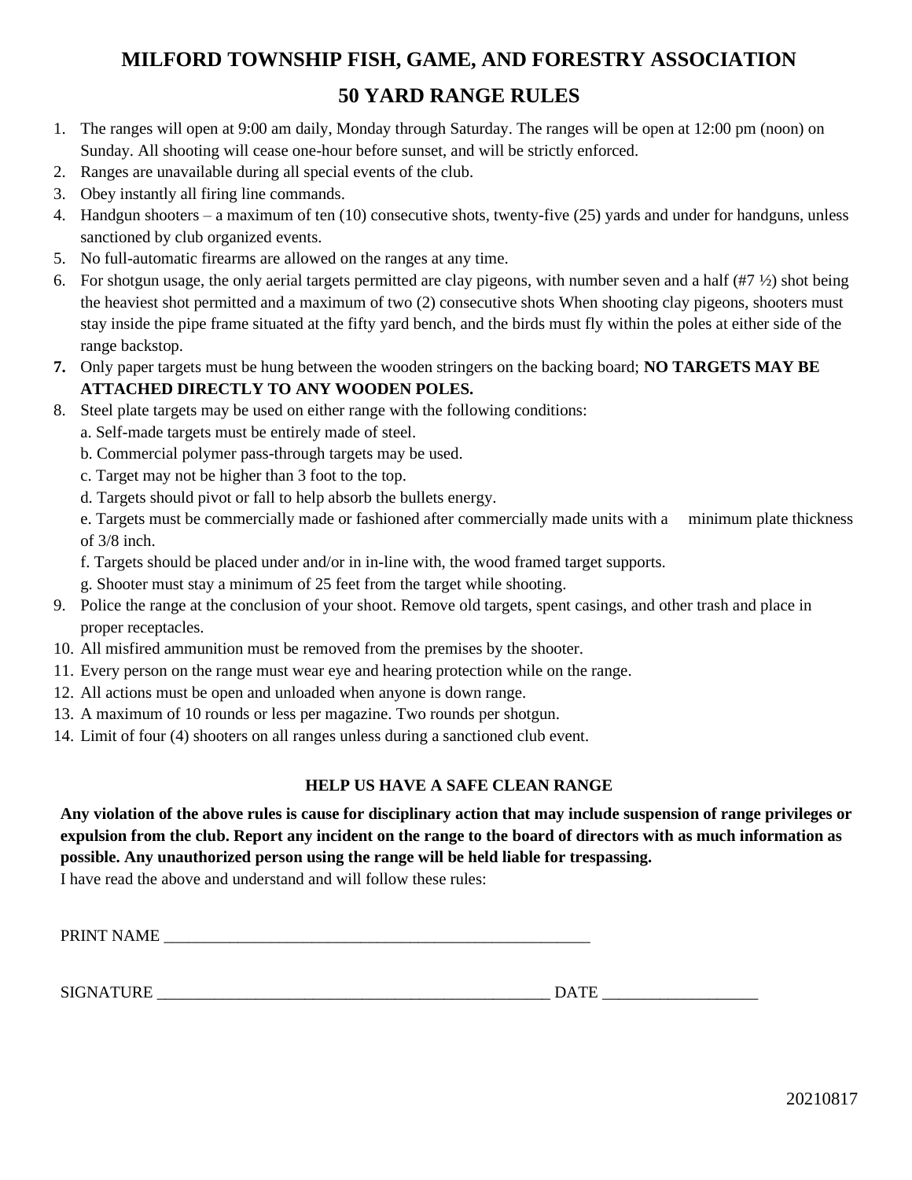# MILFORD TOWNSHIP FISH, GAME, AND FORESTRY ASSOCIATION

## 50 YARD RANGE RULES

1. The ranges will open at 9:00 am daily, Monday through Saturday. The ranges will be open at 12:00 pm (noon) on Sunday. All shooting will cease one-hour before sunset, and will be strictly enforced.
2. Ranges are unavailable during all special events of the club.
3. Obey instantly all firing line commands.
4. Handgun shooters – a maximum of ten (10) consecutive shots, twenty-five (25) yards and under for handguns, unless sanctioned by club organized events.
5. No full-automatic firearms are allowed on the ranges at any time.
6. For shotgun usage, the only aerial targets permitted are clay pigeons, with number seven and a half (#7 ½) shot being the heaviest shot permitted and a maximum of two (2) consecutive shots When shooting clay pigeons, shooters must stay inside the pipe frame situated at the fifty yard bench, and the birds must fly within the poles at either side of the range backstop.
7. Only paper targets must be hung between the wooden stringers on the backing board; **NO TARGETS MAY BE ATTACHED DIRECTLY TO ANY WOODEN POLES.**
8. Steel plate targets may be used on either range with the following conditions:
   a. Self-made targets must be entirely made of steel.
   b. Commercial polymer pass-through targets may be used.
   c. Target may not be higher than 3 foot to the top.
   d. Targets should pivot or fall to help absorb the bullets energy.
   e. Targets must be commercially made or fashioned after commercially made units with a minimum plate thickness of 3/8 inch.
   f. Targets should be placed under and/or in in-line with, the wood framed target supports.
   g. Shooter must stay a minimum of 25 feet from the target while shooting.
9. Police the range at the conclusion of your shoot. Remove old targets, spent casings, and other trash and place in proper receptacles.
10. All misfired ammunition must be removed from the premises by the shooter.
11. Every person on the range must wear eye and hearing protection while on the range.
12. All actions must be open and unloaded when anyone is down range.
13. A maximum of 10 rounds or less per magazine. Two rounds per shotgun.
14. Limit of four (4) shooters on all ranges unless during a sanctioned club event.

**HELP US HAVE A SAFE CLEAN RANGE**

**Any violation of the above rules is cause for disciplinary action that may include suspension of range privileges or expulsion from the club. Report any incident on the range to the board of directors with as much information as possible. Any unauthorized person using the range will be held liable for trespassing.**

I have read the above and understand and will follow these rules:

PRINT NAME ______________________________________________________

SIGNATURE _________________________________________________ DATE ___________________

20210817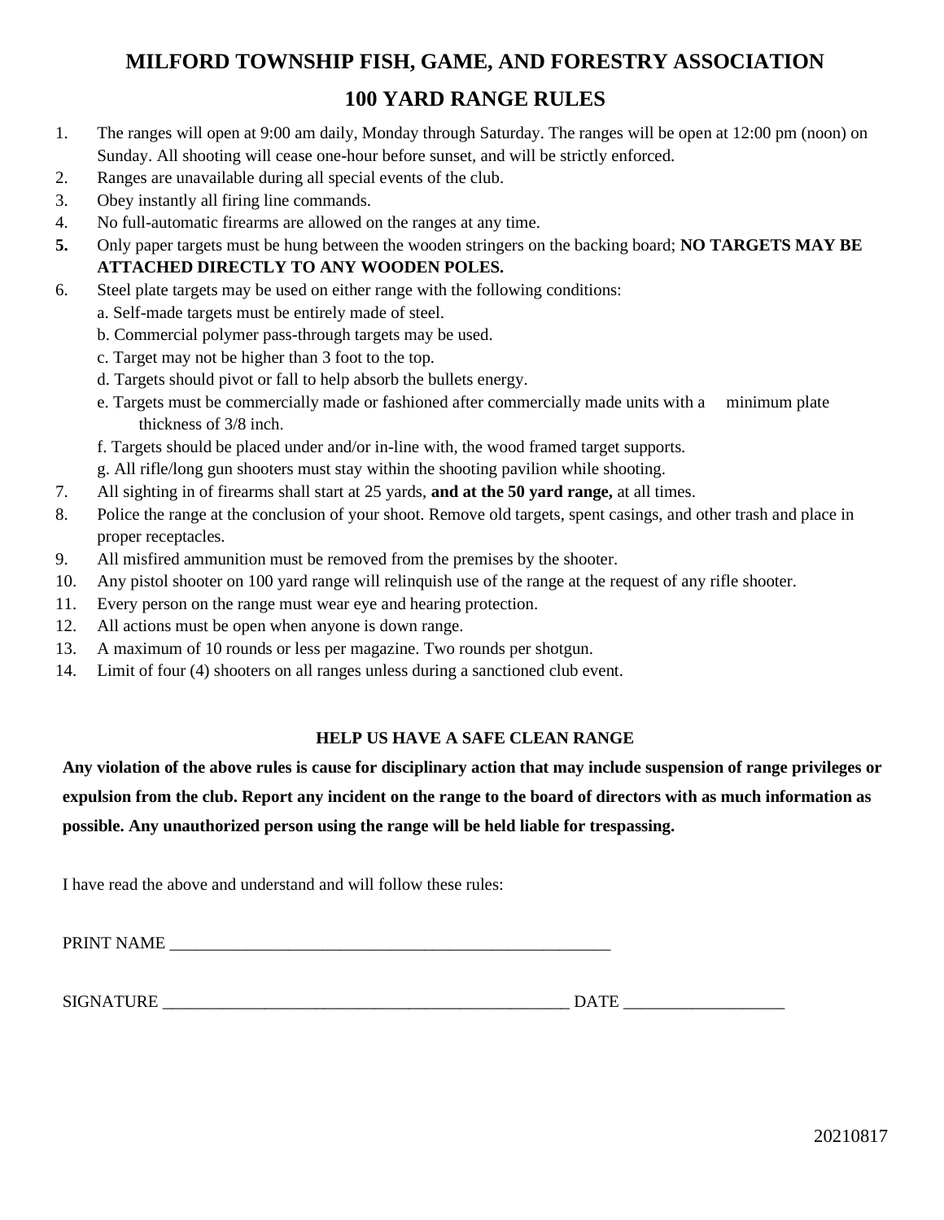# MILFORD TOWNSHIP FISH, GAME, AND FORESTRY ASSOCIATION

## 100 YARD RANGE RULES

1. The ranges will open at 9:00 am daily, Monday through Saturday. The ranges will be open at 12:00 pm (noon) on Sunday. All shooting will cease one-hour before sunset, and will be strictly enforced.
2. Ranges are unavailable during all special events of the club.
3. Obey instantly all firing line commands.
4. No full-automatic firearms are allowed on the ranges at any time.
5. Only paper targets must be hung between the wooden stringers on the backing board; **NO TARGETS MAY BE ATTACHED DIRECTLY TO ANY WOODEN POLES.**
6. Steel plate targets may be used on either range with the following conditions:
   a. Self-made targets must be entirely made of steel.
   b. Commercial polymer pass-through targets may be used.
   c. Target may not be higher than 3 foot to the top.
   d. Targets should pivot or fall to help absorb the bullets energy.
   e. Targets must be commercially made or fashioned after commercially made units with a minimum plate thickness of 3/8 inch.
   f. Targets should be placed under and/or in-line with, the wood framed target supports.
   g. All rifle/long gun shooters must stay within the shooting pavilion while shooting.
7. All sighting in of firearms shall start at 25 yards, **and at the 50 yard range,** at all times.
8. Police the range at the conclusion of your shoot. Remove old targets, spent casings, and other trash and place in proper receptacles.
9. All misfired ammunition must be removed from the premises by the shooter.
10. Any pistol shooter on 100 yard range will relinquish use of the range at the request of any rifle shooter.
11. Every person on the range must wear eye and hearing protection.
12. All actions must be open when anyone is down range.
13. A maximum of 10 rounds or less per magazine. Two rounds per shotgun.
14. Limit of four (4) shooters on all ranges unless during a sanctioned club event.

**HELP US HAVE A SAFE CLEAN RANGE**

**Any violation of the above rules is cause for disciplinary action that may include suspension of range privileges or expulsion from the club. Report any incident on the range to the board of directors with as much information as possible. Any unauthorized person using the range will be held liable for trespassing.**

I have read the above and understand and will follow these rules:

PRINT NAME _______________________________________________________

SIGNATURE __________________________________________________ DATE ___________________

20210817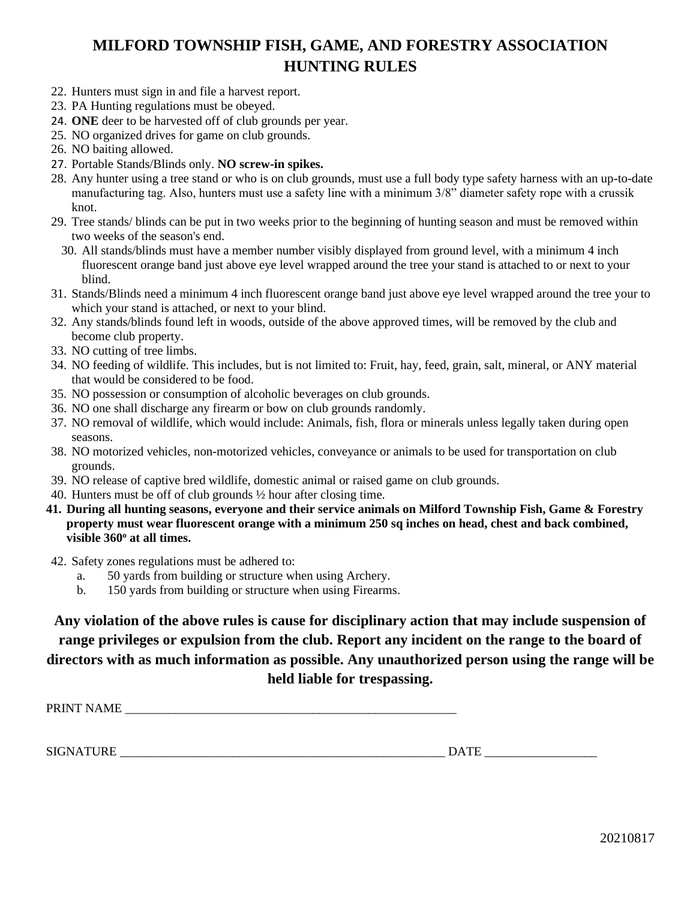# MILFORD TOWNSHIP FISH, GAME, AND FORESTRY ASSOCIATION HUNTING RULES

22. Hunters must sign in and file a harvest report.
23. PA Hunting regulations must be obeyed.
24. **ONE** deer to be harvested off of club grounds per year.
25. NO organized drives for game on club grounds.
26. NO baiting allowed.
27. Portable Stands/Blinds only. **NO screw-in spikes.**
28. Any hunter using a tree stand or who is on club grounds, must use a full body type safety harness with an up-to-date manufacturing tag. Also, hunters must use a safety line with a minimum 3/8" diameter safety rope with a crussik knot.
29. Tree stands/ blinds can be put in two weeks prior to the beginning of hunting season and must be removed within two weeks of the season's end.
30. All stands/blinds must have a member number visibly displayed from ground level, with a minimum 4 inch fluorescent orange band just above eye level wrapped around the tree your stand is attached to or next to your blind.
31. Stands/Blinds need a minimum 4 inch fluorescent orange band just above eye level wrapped around the tree your to which your stand is attached, or next to your blind.
32. Any stands/blinds found left in woods, outside of the above approved times, will be removed by the club and become club property.
33. NO cutting of tree limbs.
34. NO feeding of wildlife. This includes, but is not limited to: Fruit, hay, feed, grain, salt, mineral, or ANY material that would be considered to be food.
35. NO possession or consumption of alcoholic beverages on club grounds.
36. NO one shall discharge any firearm or bow on club grounds randomly.
37. NO removal of wildlife, which would include: Animals, fish, flora or minerals unless legally taken during open seasons.
38. NO motorized vehicles, non-motorized vehicles, conveyance or animals to be used for transportation on club grounds.
39. NO release of captive bred wildlife, domestic animal or raised game on club grounds.
40. Hunters must be off of club grounds ½ hour after closing time.
41. **During all hunting seasons, everyone and their service animals on Milford Township Fish, Game & Forestry property must wear fluorescent orange with a minimum 250 sq inches on head, chest and back combined, visible 360º at all times.**
42. Safety zones regulations must be adhered to:
    a. 50 yards from building or structure when using Archery.
    b. 150 yards from building or structure when using Firearms.

**Any violation of the above rules is cause for disciplinary action that may include suspension of range privileges or expulsion from the club. Report any incident on the range to the board of directors with as much information as possible. Any unauthorized person using the range will be held liable for trespassing.**

PRINT NAME ______________________________________________________

SIGNATURE _____________________________________________________ DATE _________________

20210817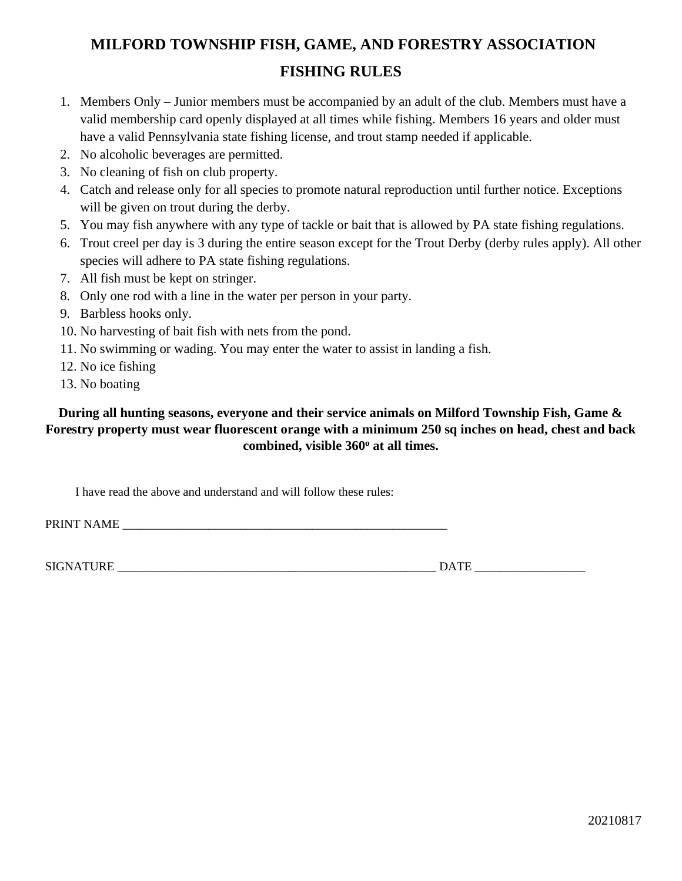# MILFORD TOWNSHIP FISH, GAME, AND FORESTRY ASSOCIATION

## FISHING RULES

1. Members Only – Junior members must be accompanied by an adult of the club. Members must have a valid membership card openly displayed at all times while fishing. Members 16 years and older must have a valid Pennsylvania state fishing license, and trout stamp needed if applicable.
2. No alcoholic beverages are permitted.
3. No cleaning of fish on club property.
4. Catch and release only for all species to promote natural reproduction until further notice. Exceptions will be given on trout during the derby.
5. You may fish anywhere with any type of tackle or bait that is allowed by PA state fishing regulations.
6. Trout creel per day is 3 during the entire season except for the Trout Derby (derby rules apply). All other species will adhere to PA state fishing regulations.
7. All fish must be kept on stringer.
8. Only one rod with a line in the water per person in your party.
9. Barbless hooks only.
10. No harvesting of bait fish with nets from the pond.
11. No swimming or wading. You may enter the water to assist in landing a fish.
12. No ice fishing
13. No boating

**During all hunting seasons, everyone and their service animals on Milford Township Fish, Game & Forestry property must wear fluorescent orange with a minimum 250 sq inches on head, chest and back combined, visible 360º at all times.**

I have read the above and understand and will follow these rules:

PRINT NAME ______________________________________________________

SIGNATURE _____________________________________________________ DATE _________________

20210817